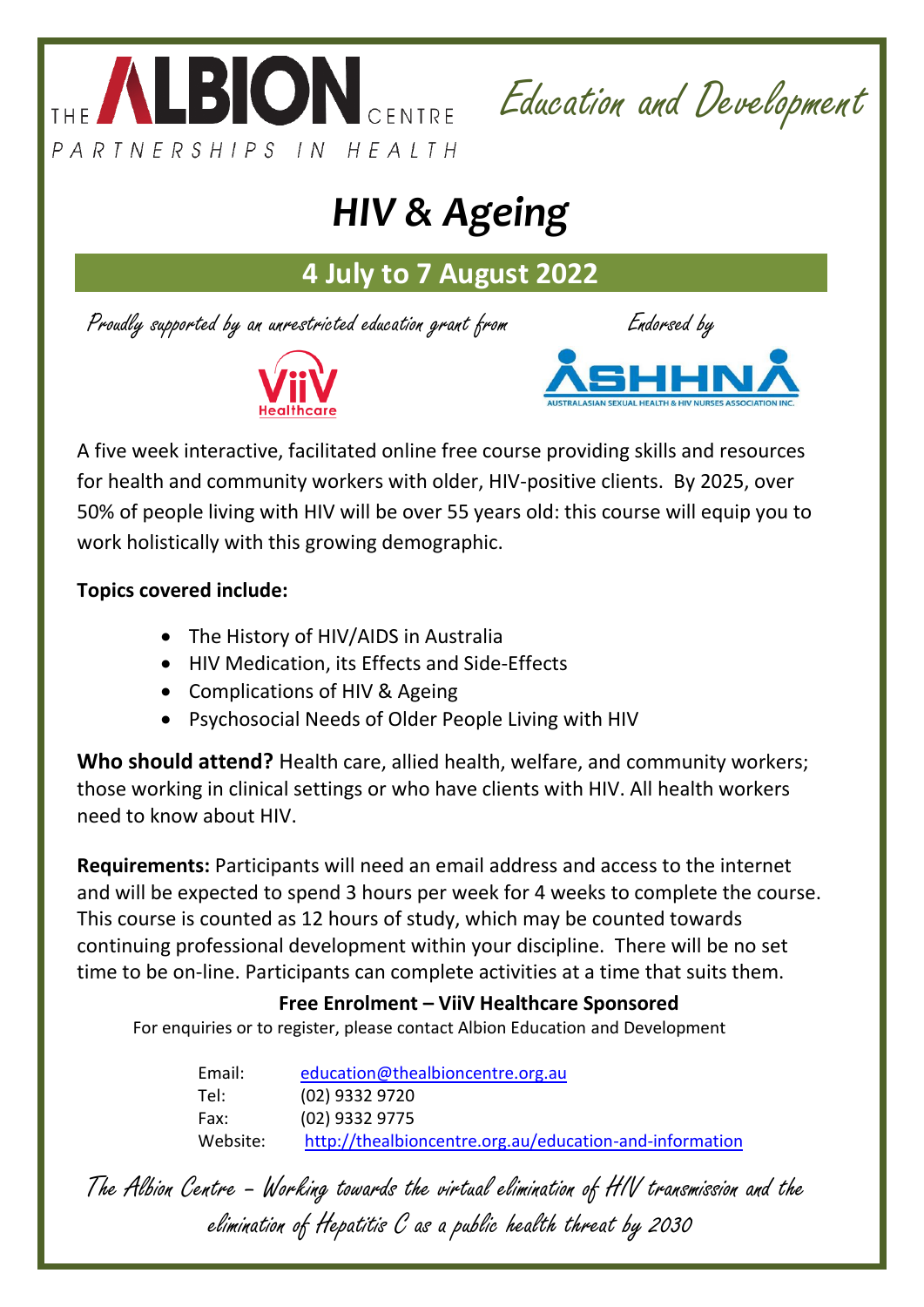THE ALBION CENTRE
PARTNERSHIPS IN HEALTH

*Education and Development*

# *HIV & Ageing*

## 4 July to 7 August 2022

*Proudly supported by an unrestricted education grant from*

ViiV Healthcare

*Endorsed by*

ASHHNA
AUSTRALASIAN SEXUAL HEALTH & HIV NURSES ASSOCIATION INC.

A five week interactive, facilitated online free course providing skills and resources for health and community workers with older, HIV-positive clients. By 2025, over 50% of people living with HIV will be over 55 years old: this course will equip you to work holistically with this growing demographic.

**Topics covered include:**

- The History of HIV/AIDS in Australia
- HIV Medication, its Effects and Side-Effects
- Complications of HIV & Ageing
- Psychosocial Needs of Older People Living with HIV

**Who should attend?** Health care, allied health, welfare, and community workers; those working in clinical settings or who have clients with HIV. All health workers need to know about HIV.

**Requirements:** Participants will need an email address and access to the internet and will be expected to spend 3 hours per week for 4 weeks to complete the course. This course is counted as 12 hours of study, which may be counted towards continuing professional development within your discipline. There will be no set time to be on-line. Participants can complete activities at a time that suits them.

**Free Enrolment – ViiV Healthcare Sponsored**

For enquiries or to register, please contact Albion Education and Development

Email: education@thealbioncentre.org.au
Tel: (02) 9332 9720
Fax: (02) 9332 9775
Website: http://thealbioncentre.org.au/education-and-information

*The Albion Centre – Working towards the virtual elimination of HIV transmission and the elimination of Hepatitis C as a public health threat by 2030*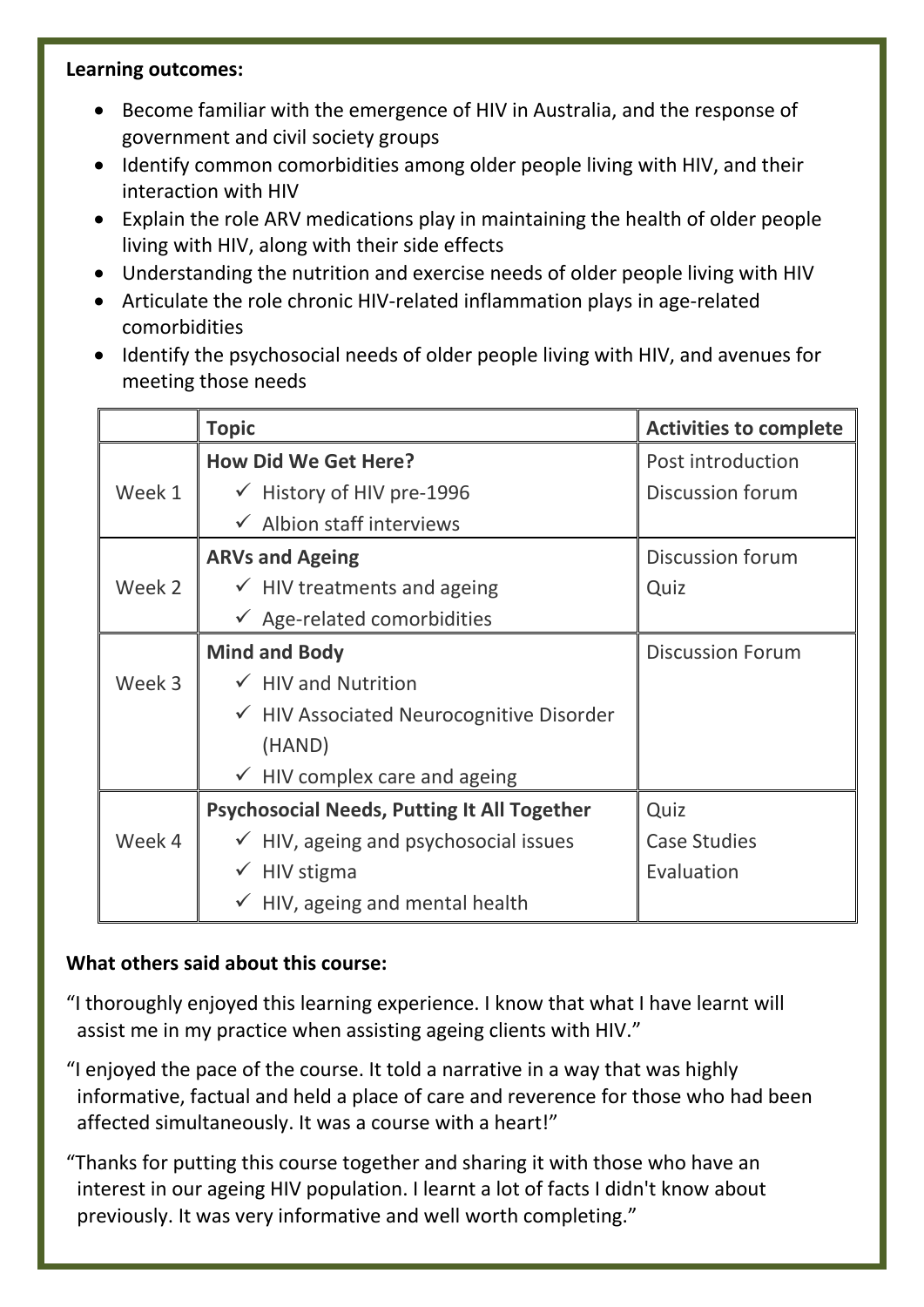**Learning outcomes:**

- Become familiar with the emergence of HIV in Australia, and the response of government and civil society groups
- Identify common comorbidities among older people living with HIV, and their interaction with HIV
- Explain the role ARV medications play in maintaining the health of older people living with HIV, along with their side effects
- Understanding the nutrition and exercise needs of older people living with HIV
- Articulate the role chronic HIV-related inflammation plays in age-related comorbidities
- Identify the psychosocial needs of older people living with HIV, and avenues for meeting those needs

| | Topic | Activities to complete |
|---|---|---|
| Week 1 | **How Did We Get Here?**<br>✓ History of HIV pre-1996<br>✓ Albion staff interviews | Post introduction<br>Discussion forum |
| Week 2 | **ARVs and Ageing**<br>✓ HIV treatments and ageing<br>✓ Age-related comorbidities | Discussion forum<br>Quiz |
| Week 3 | **Mind and Body**<br>✓ HIV and Nutrition<br>✓ HIV Associated Neurocognitive Disorder (HAND)<br>✓ HIV complex care and ageing | Discussion Forum |
| Week 4 | **Psychosocial Needs, Putting It All Together**<br>✓ HIV, ageing and psychosocial issues<br>✓ HIV stigma<br>✓ HIV, ageing and mental health | Quiz<br>Case Studies<br>Evaluation |

**What others said about this course:**

"I thoroughly enjoyed this learning experience. I know that what I have learnt will assist me in my practice when assisting ageing clients with HIV."

"I enjoyed the pace of the course. It told a narrative in a way that was highly informative, factual and held a place of care and reverence for those who had been affected simultaneously. It was a course with a heart!"

"Thanks for putting this course together and sharing it with those who have an interest in our ageing HIV population. I learnt a lot of facts I didn't know about previously. It was very informative and well worth completing."